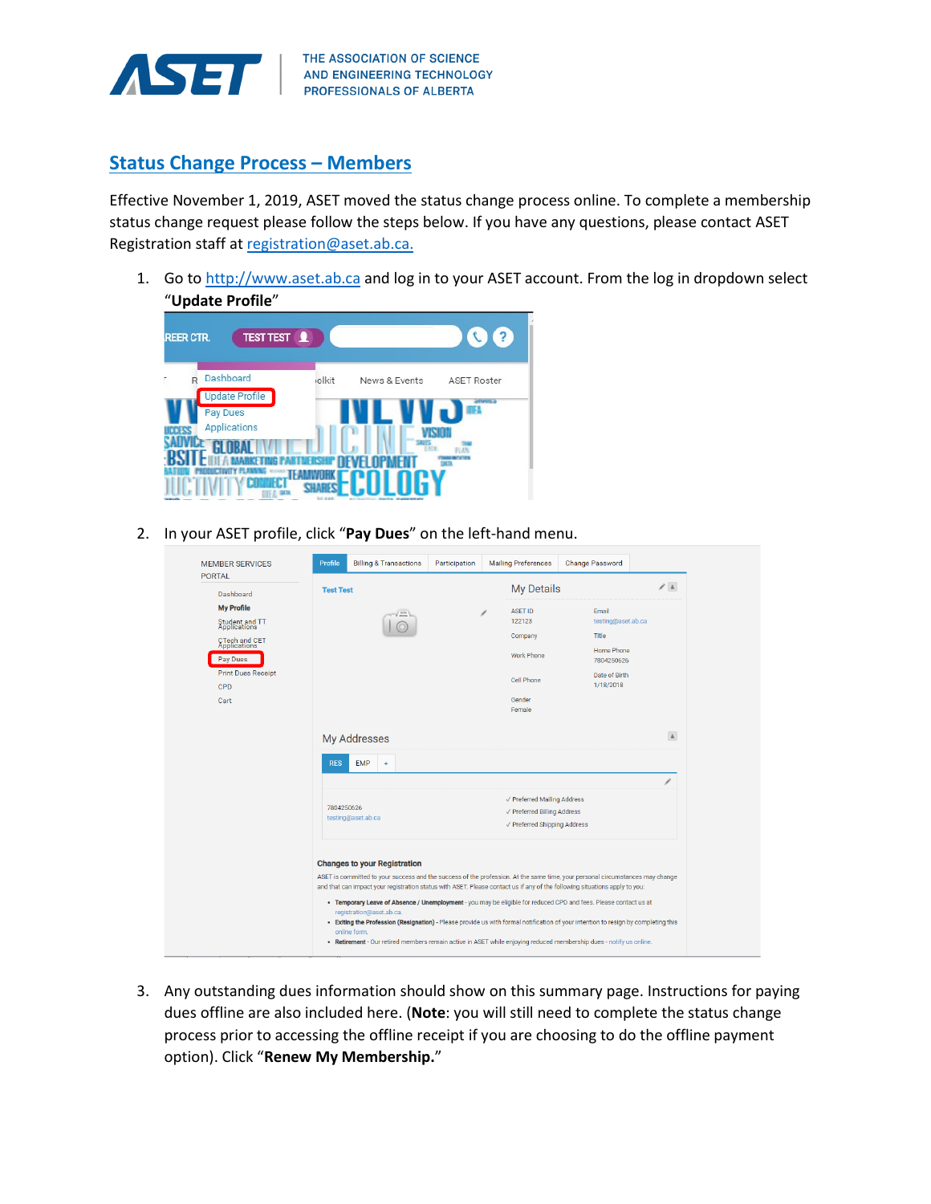THE ASSOCIATION OF SCIENCE AND ENGINEERING TECHNOLOGY PROFESSIONALS OF ALBERTA

# Status Change Process – Members

Effective November 1, 2019, ASET moved the status change process online. To complete a membership status change request please follow the steps below. If you have any questions, please contact ASET Registration staff at registration@aset.ab.ca.

1. Go to http://www.aset.ab.ca and log in to your ASET account. From the log in dropdown select "**Update Profile**"

2. In your ASET profile, click "**Pay Dues**" on the left-hand menu.

3. Any outstanding dues information should show on this summary page. Instructions for paying dues offline are also included here. (**Note**: you will still need to complete the status change process prior to accessing the offline receipt if you are choosing to do the offline payment option). Click "**Renew My Membership.**"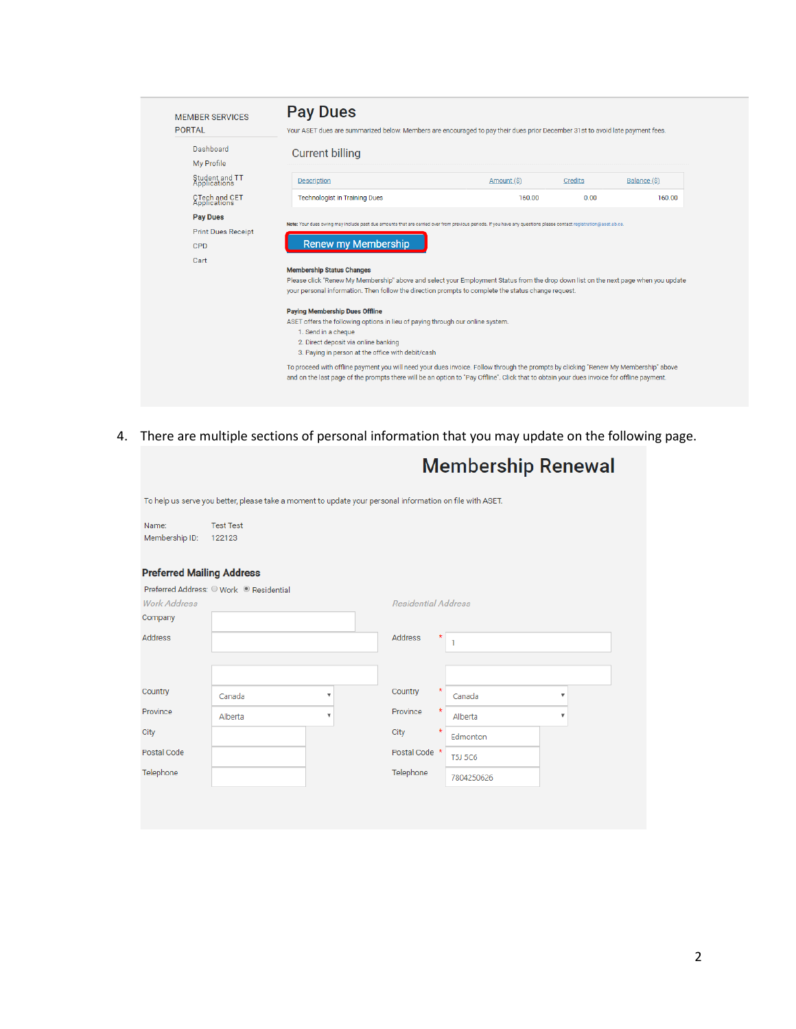MEMBER SERVICES PORTAL

- Dashboard
- My Profile
- Student and TT Applications
- CTech and CET Applications
- **Pay Dues**
- Print Dues Receipt
- CPD
- Cart

# Pay Dues

Your ASET dues are summarized below. Members are encouraged to pay their dues prior December 31st to avoid late payment fees.

## Current billing

| Description | Amount ($) | Credits | Balance ($) |
|---|---|---|---|
| Technologist in Training Dues | 160.00 | 0.00 | 160.00 |

**Note:** Your dues owing may include past due amounts that are carried over from previous periods. If you have any questions please contact registration@aset.ab.ca.

Renew my Membership

**Membership Status Changes**

Please click "Renew My Membership" above and select your Employment Status from the drop down list on the next page when you update your personal information. Then follow the direction prompts to complete the status change request.

**Paying Membership Dues Offline**

ASET offers the following options in lieu of paying through our online system.

1. Send in a cheque
2. Direct deposit via online banking
3. Paying in person at the office with debit/cash

To proceed with offline payment you will need your dues invoice. Follow through the prompts by clicking "Renew My Membership" above and on the last page of the prompts there will be an option to "Pay Offline". Click that to obtain your dues invoice for offline payment.

4. There are multiple sections of personal information that you may update on the following page.

# Membership Renewal

To help us serve you better, please take a moment to update your personal information on file with ASET.

Name: Test Test

Membership ID: 122123

## Preferred Mailing Address

Preferred Address: ○ Work ◉ Residential

| *Work Address* | | *Residential Address* | |
|---|---|---|---|
| Company | | | |
| Address | | Address * | 1 |
| Country | Canada | Country * | Canada |
| Province | Alberta | Province * | Alberta |
| City | | City * | Edmonton |
| Postal Code | | Postal Code * | T5J 5C6 |
| Telephone | | Telephone | 7804250626 |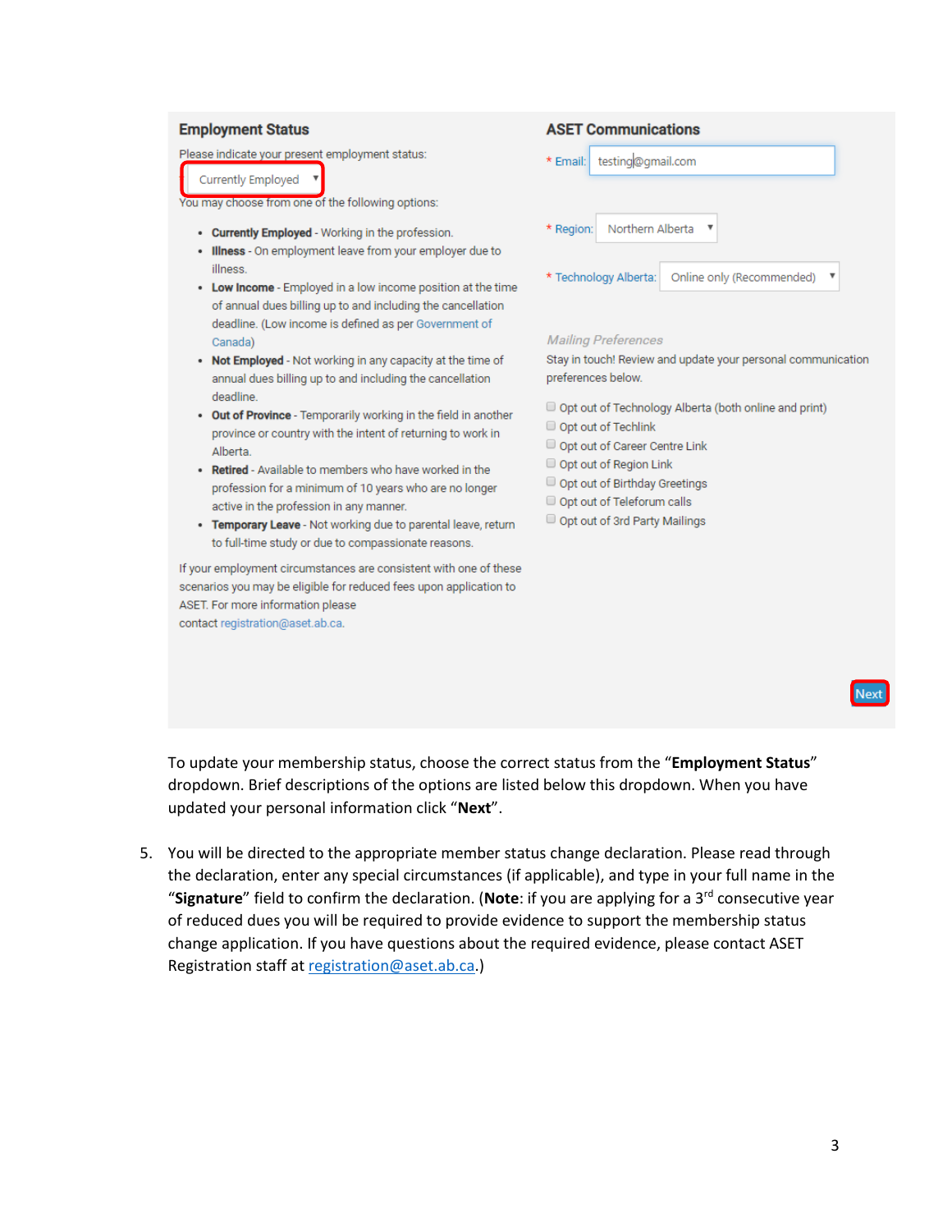## Employment Status

Please indicate your present employment status:

Currently Employed

You may choose from one of the following options:

- **Currently Employed** - Working in the profession.
- **Illness** - On employment leave from your employer due to illness.
- **Low Income** - Employed in a low income position at the time of annual dues billing up to and including the cancellation deadline. (Low income is defined as per Government of Canada)
- **Not Employed** - Not working in any capacity at the time of annual dues billing up to and including the cancellation deadline.
- **Out of Province** - Temporarily working in the field in another province or country with the intent of returning to work in Alberta.
- **Retired** - Available to members who have worked in the profession for a minimum of 10 years who are no longer active in the profession in any manner.
- **Temporary Leave** - Not working due to parental leave, return to full-time study or due to compassionate reasons.

If your employment circumstances are consistent with one of these scenarios you may be eligible for reduced fees upon application to ASET. For more information please contact registration@aset.ab.ca.

## ASET Communications

\* Email: testing@gmail.com

\* Region: Northern Alberta

\* Technology Alberta: Online only (Recommended)

*Mailing Preferences*

Stay in touch! Review and update your personal communication preferences below.

- Opt out of Technology Alberta (both online and print)
- Opt out of Techlink
- Opt out of Career Centre Link
- Opt out of Region Link
- Opt out of Birthday Greetings
- Opt out of Teleforum calls
- Opt out of 3rd Party Mailings

Next

To update your membership status, choose the correct status from the "**Employment Status**" dropdown. Brief descriptions of the options are listed below this dropdown. When you have updated your personal information click "**Next**".

5. You will be directed to the appropriate member status change declaration. Please read through the declaration, enter any special circumstances (if applicable), and type in your full name in the "**Signature**" field to confirm the declaration. (**Note**: if you are applying for a 3rd consecutive year of reduced dues you will be required to provide evidence to support the membership status change application. If you have questions about the required evidence, please contact ASET Registration staff at registration@aset.ab.ca.)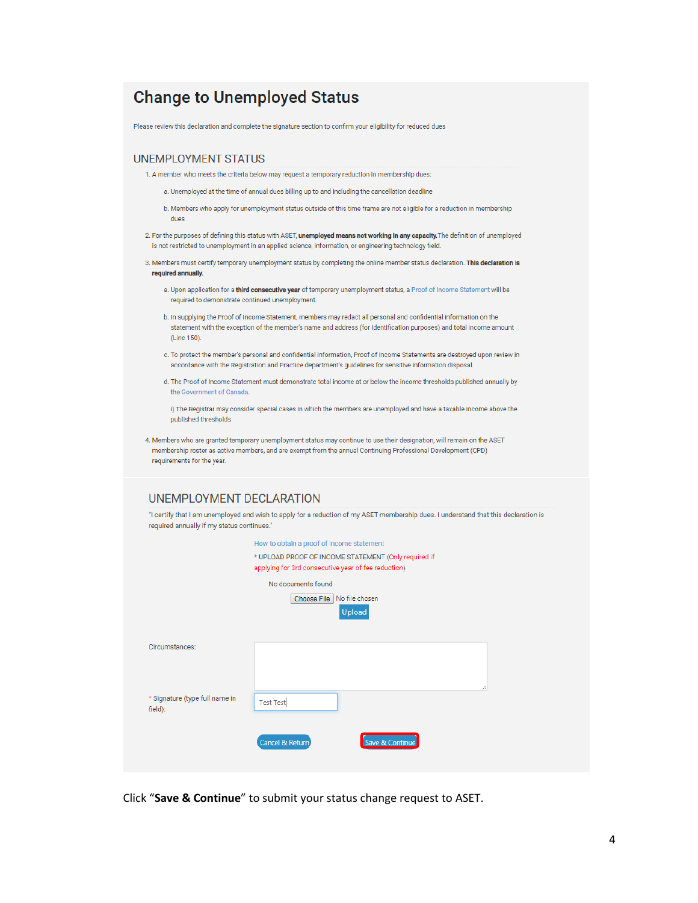# Change to Unemployed Status

Please review this declaration and complete the signature section to confirm your eligibility for reduced dues

## UNEMPLOYMENT STATUS

1. A member who meets the criteria below may request a temporary reduction in membership dues:

   a. Unemployed at the time of annual dues billing up to and including the cancellation deadline

   b. Members who apply for unemployment status outside of this time frame are not eligible for a reduction in membership dues

2. For the purposes of defining this status with ASET, **unemployed means not working in any capacity.** The definition of unemployed is not restricted to unemployment in an applied science, information, or engineering technology field.

3. Members must certify temporary unemployment status by completing the online member status declaration. **This declaration is required annually.**

   a. Upon application for a **third consecutive year** of temporary unemployment status, a Proof of Income Statement will be required to demonstrate continued unemployment.

   b. In supplying the Proof of Income Statement, members may redact all personal and confidential information on the statement with the exception of the member's name and address (for identification purposes) and total income amount (Line 150).

   c. To protect the member's personal and confidential information, Proof of Income Statements are destroyed upon review in accordance with the Registration and Practice department's guidelines for sensitive information disposal.

   d. The Proof of Income Statement must demonstrate total income at or below the income thresholds published annually by the Government of Canada.

      i) The Registrar may consider special cases in which the members are unemployed and have a taxable income above the published thresholds

4. Members who are granted temporary unemployment status may continue to use their designation, will remain on the ASET membership roster as active members, and are exempt from the annual Continuing Professional Development (CPD) requirements for the year.

## UNEMPLOYMENT DECLARATION

"I certify that I am unemployed and wish to apply for a reduction of my ASET membership dues. I understand that this declaration is required annually if my status continues."

How to obtain a proof of income statement

\* UPLOAD PROOF OF INCOME STATEMENT (Only required if applying for 3rd consecutive year of fee reduction)

No documents found

Choose File No file chosen

Upload

Circumstances:

\* Signature (type full name in field): Test Test

Cancel & Return

Save & Continue

Click "**Save & Continue**" to submit your status change request to ASET.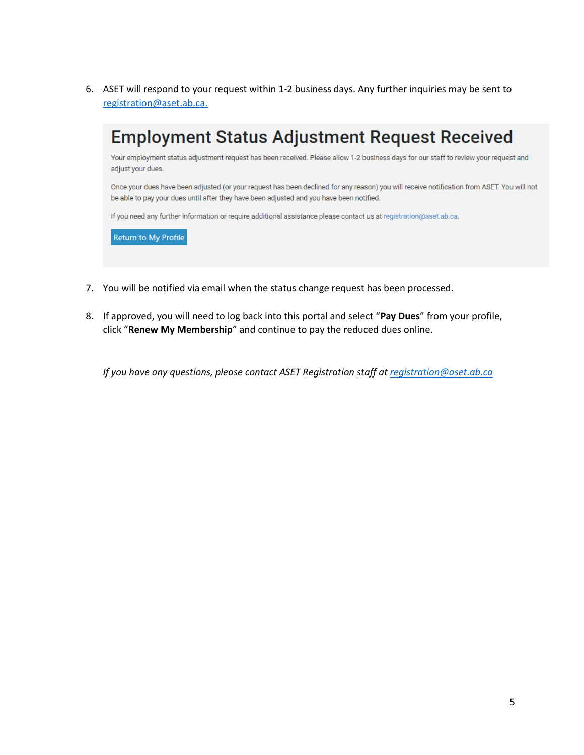6. ASET will respond to your request within 1-2 business days. Any further inquiries may be sent to registration@aset.ab.ca.

## Employment Status Adjustment Request Received

Your employment status adjustment request has been received. Please allow 1-2 business days for our staff to review your request and adjust your dues.

Once your dues have been adjusted (or your request has been declined for any reason) you will receive notification from ASET. You will not be able to pay your dues until after they have been adjusted and you have been notified.

If you need any further information or require additional assistance please contact us at registration@aset.ab.ca.

Return to My Profile

7. You will be notified via email when the status change request has been processed.

8. If approved, you will need to log back into this portal and select "**Pay Dues**" from your profile, click "**Renew My Membership**" and continue to pay the reduced dues online.

*If you have any questions, please contact ASET Registration staff at registration@aset.ab.ca*